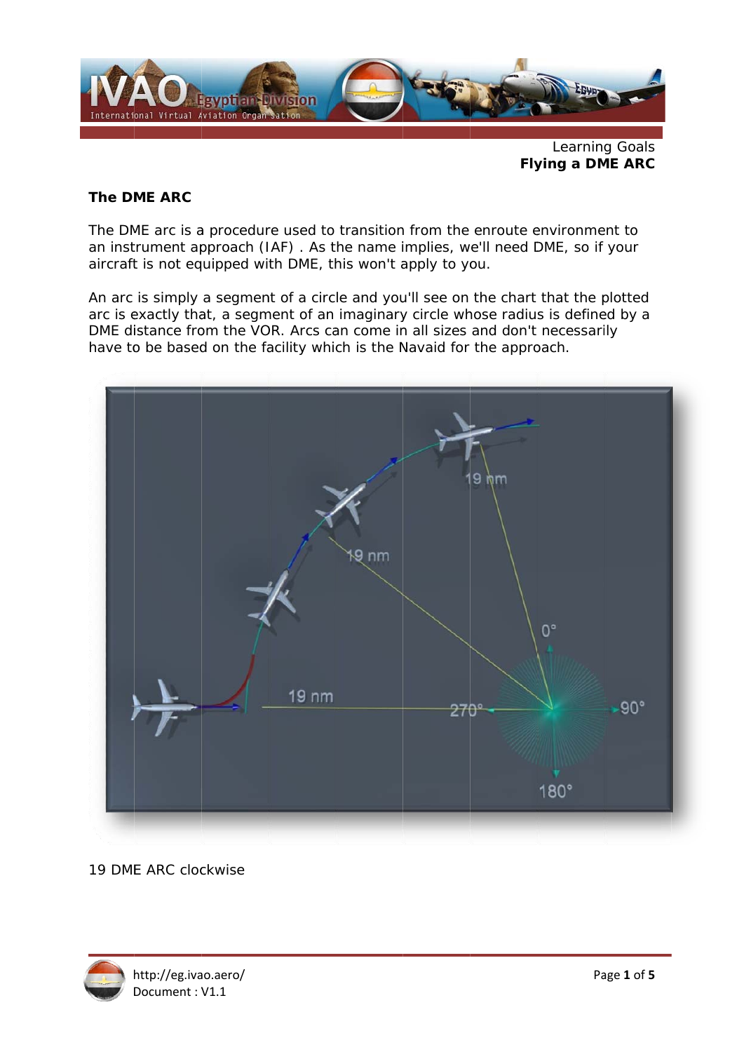Learning Goals
**Flying a DME ARC**

## The DME ARC

The DME arc is a procedure used to transition from the enroute environment to an instrument approach (IAF) . As the name implies, we'll need DME, so if your aircraft is not equipped with DME, this won't apply to you.

An arc is simply a segment of a circle and you'll see on the chart that the plotted arc is exactly that, a segment of an imaginary circle whose radius is defined by a DME distance from the VOR. Arcs can come in all sizes and don't necessarily have to be based on the facility which is the Navaid for the approach.

19 DME ARC clockwise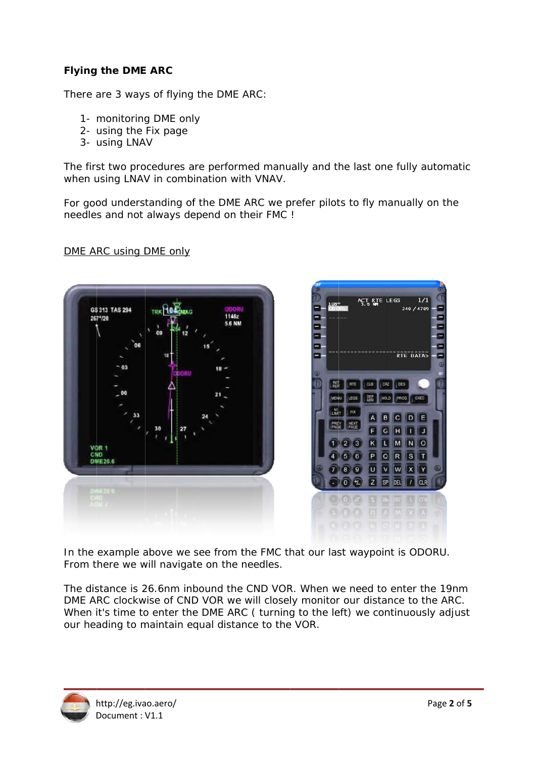**Flying the DME ARC**

There are 3 ways of flying the DME ARC:

1- monitoring DME only
2- using the Fix page
3- using LNAV

The first two procedures are performed manually and the last one fully automatic when using LNAV in combination with VNAV.

For good understanding of the DME ARC we prefer pilots to fly manually on the needles and not always depend on their FMC !

<u>DME ARC using DME only</u>

In the example above we see from the FMC that our last waypoint is ODORU. From there we will navigate on the needles.

The distance is 26.6nm inbound the CND VOR. When we need to enter the 19nm DME ARC clockwise of CND VOR we will closely monitor our distance to the ARC. When it's time to enter the DME ARC ( turning to the left) we continuously adjust our heading to maintain equal distance to the VOR.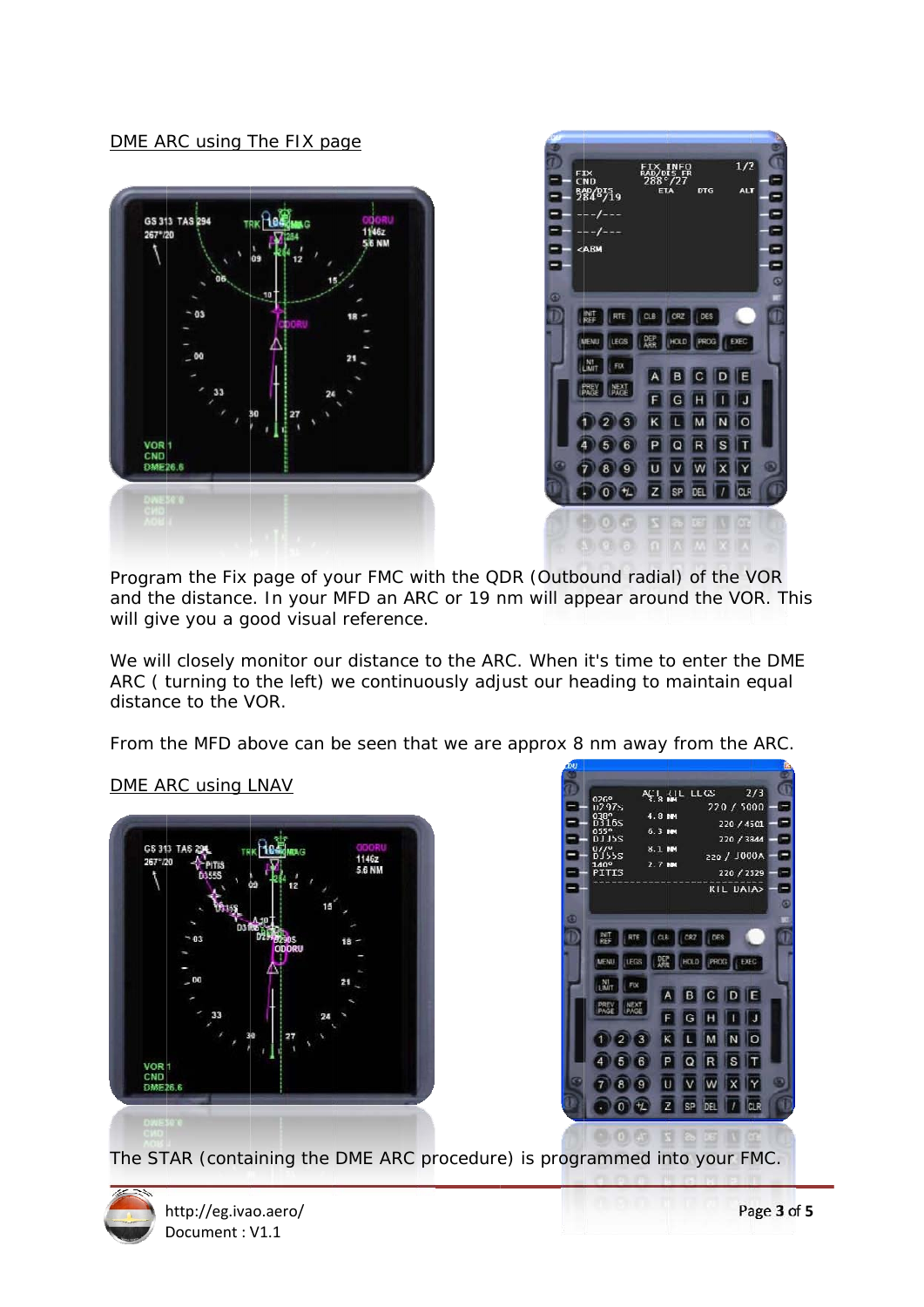DME ARC using The FIX page

Program the Fix page of your FMC with the QDR (Outbound radial) of the VOR and the distance. In your MFD an ARC or 19 nm will appear around the VOR. This will give you a good visual reference.

We will closely monitor our distance to the ARC. When it's time to enter the DME ARC ( turning to the left) we continuously adjust our heading to maintain equal distance to the VOR.

From the MFD above can be seen that we are approx 8 nm away from the ARC.

DME ARC using LNAV

The STAR (containing the DME ARC procedure) is programmed into your FMC.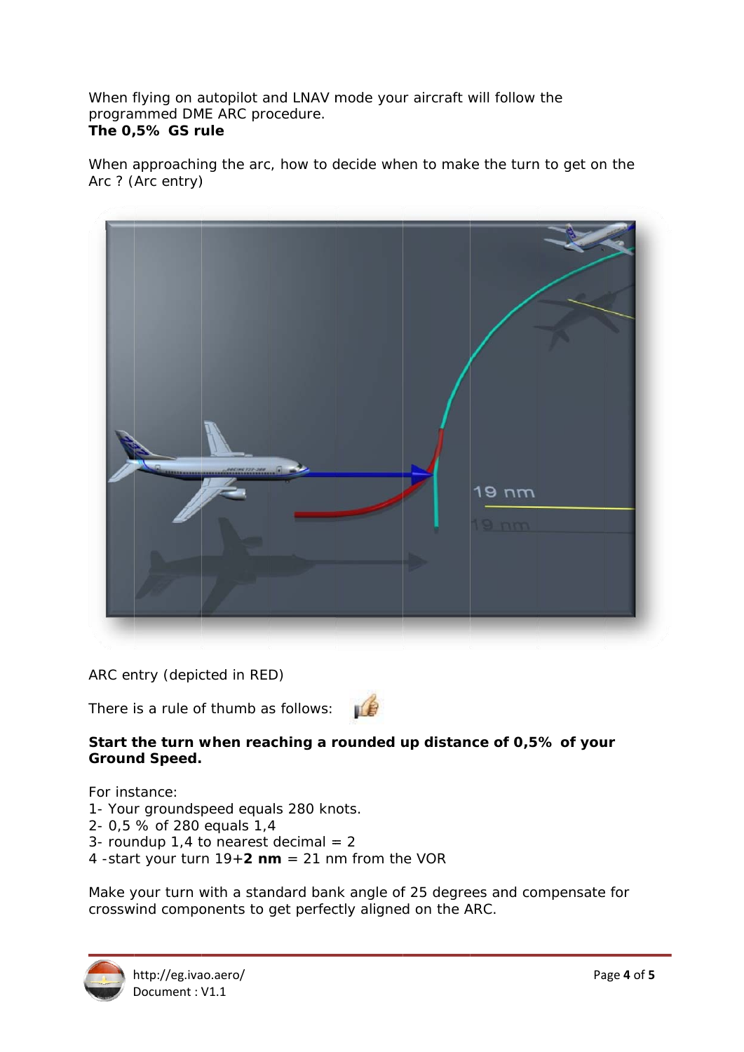When flying on autopilot and LNAV mode your aircraft will follow the programmed DME ARC procedure.

**The 0,5% GS rule**

When approaching the arc, how to decide when to make the turn to get on the Arc ? (Arc entry)

ARC entry (depicted in RED)

There is a rule of thumb as follows:

**Start the turn when reaching a rounded up distance of 0,5% of your Ground Speed.**

For instance:

1- Your groundspeed equals 280 knots.
2- 0,5 % of 280 equals 1,4
3- roundup 1,4 to nearest decimal = 2
4 -start your turn 19+**2 nm** = 21 nm from the VOR

Make your turn with a standard bank angle of 25 degrees and compensate for crosswind components to get perfectly aligned on the ARC.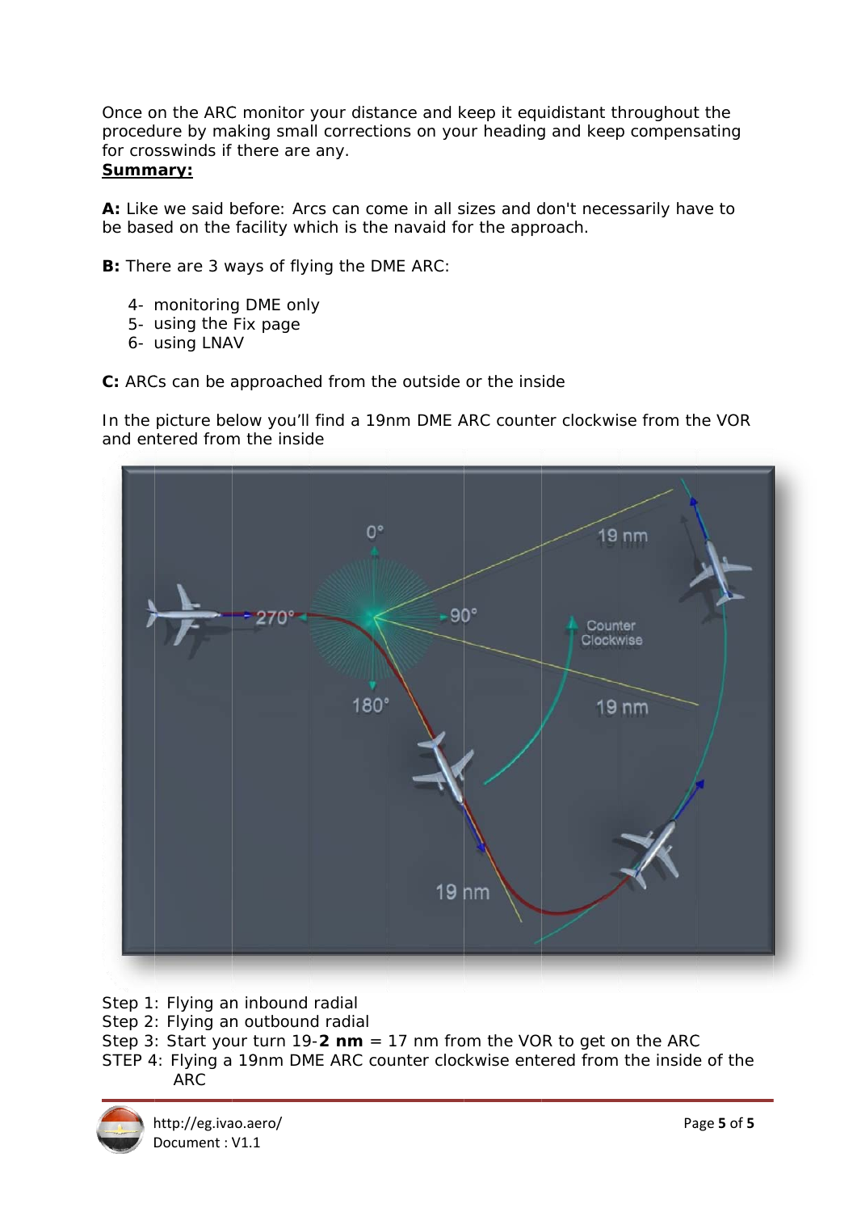Once on the ARC monitor your distance and keep it equidistant throughout the procedure by making small corrections on your heading and keep compensating for crosswinds if there are any.

**Summary:**

**A:** Like we said before: Arcs can come in all sizes and don't necessarily have to be based on the facility which is the navaid for the approach.

**B:** There are 3 ways of flying the DME ARC:

4- monitoring DME only
5- using the Fix page
6- using LNAV

**C:** ARCs can be approached from the outside or the inside

In the picture below you'll find a 19nm DME ARC counter clockwise from the VOR and entered from the inside

0°
270°
90°
180°
19 nm
19 nm
19 nm
Counter Clockwise

Step 1: Flying an inbound radial
Step 2: Flying an outbound radial
Step 3: Start your turn 19-**2 nm** = 17 nm from the VOR to get on the ARC
STEP 4: Flying a 19nm DME ARC counter clockwise entered from the inside of the ARC